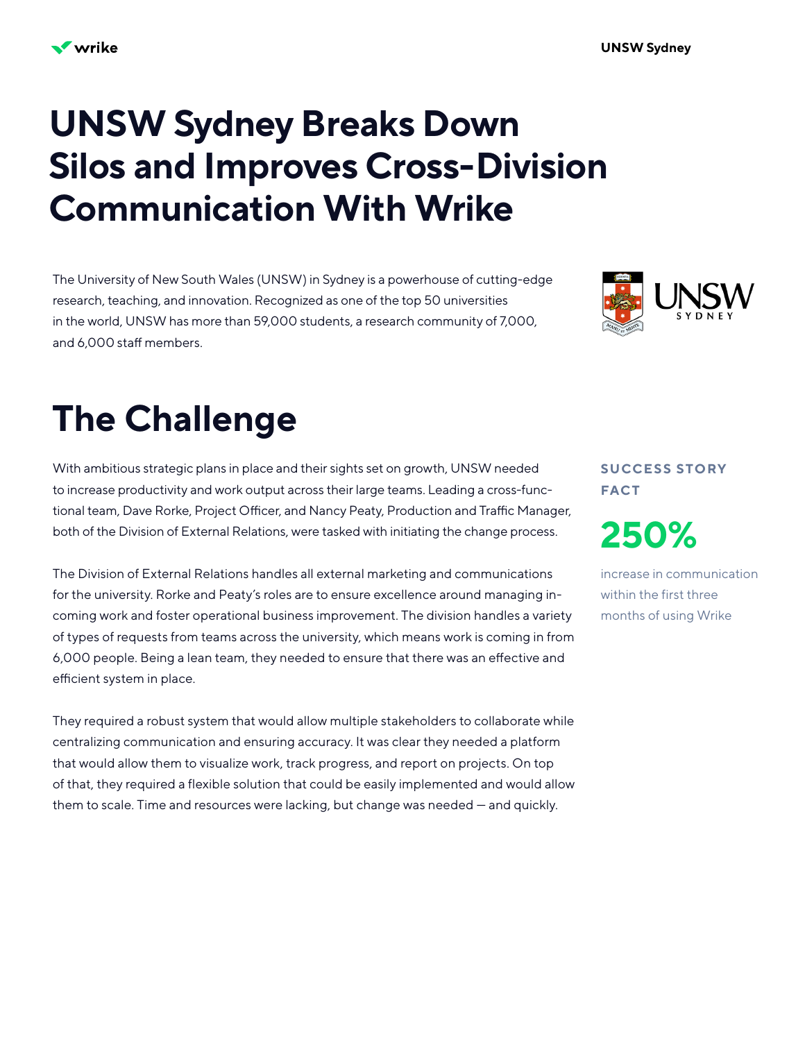# UNSW Sydney Breaks Down Silos and Improves Cross-Division Communication With Wrike

The University of New South Wales (UNSW) in Sydney is a powerhouse of cutting-edge research, teaching, and innovation. Recognized as one of the top 50 universities in the world, UNSW has more than 59,000 students, a research community of 7,000, and 6,000 staff members.

## The Challenge

With ambitious strategic plans in place and their sights set on growth, UNSW needed to increase productivity and work output across their large teams. Leading a cross-functional team, Dave Rorke, Project Officer, and Nancy Peaty, Production and Traffic Manager, both of the Division of External Relations, were tasked with initiating the change process.

The Division of External Relations handles all external marketing and communications for the university. Rorke and Peaty's roles are to ensure excellence around managing incoming work and foster operational business improvement. The division handles a variety of types of requests from teams across the university, which means work is coming in from 6,000 people. Being a lean team, they needed to ensure that there was an effective and efficient system in place.

They required a robust system that would allow multiple stakeholders to collaborate while centralizing communication and ensuring accuracy. It was clear they needed a platform that would allow them to visualize work, track progress, and report on projects. On top of that, they required a flexible solution that could be easily implemented and would allow them to scale. Time and resources were lacking, but change was needed — and quickly.

**SUCCESS STORY FACT**

**250%**

increase in communication within the first three months of using Wrike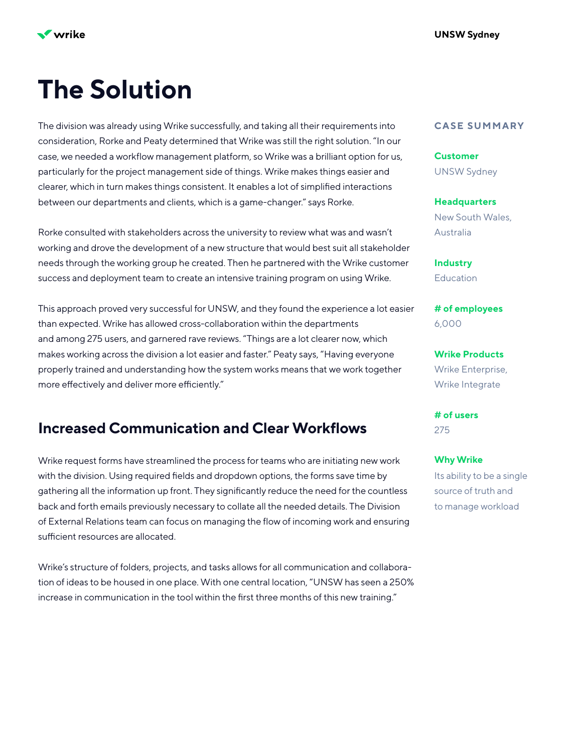# The Solution

The division was already using Wrike successfully, and taking all their requirements into consideration, Rorke and Peaty determined that Wrike was still the right solution. "In our case, we needed a workflow management platform, so Wrike was a brilliant option for us, particularly for the project management side of things. Wrike makes things easier and clearer, which in turn makes things consistent. It enables a lot of simplified interactions between our departments and clients, which is a game-changer." says Rorke.

Rorke consulted with stakeholders across the university to review what was and wasn't working and drove the development of a new structure that would best suit all stakeholder needs through the working group he created. Then he partnered with the Wrike customer success and deployment team to create an intensive training program on using Wrike.

This approach proved very successful for UNSW, and they found the experience a lot easier than expected. Wrike has allowed cross-collaboration within the departments and among 275 users, and garnered rave reviews. "Things are a lot clearer now, which makes working across the division a lot easier and faster." Peaty says, "Having everyone properly trained and understanding how the system works means that we work together more effectively and deliver more efficiently."

## Increased Communication and Clear Workflows

Wrike request forms have streamlined the process for teams who are initiating new work with the division. Using required fields and dropdown options, the forms save time by gathering all the information up front. They significantly reduce the need for the countless back and forth emails previously necessary to collate all the needed details. The Division of External Relations team can focus on managing the flow of incoming work and ensuring sufficient resources are allocated.

Wrike's structure of folders, projects, and tasks allows for all communication and collaboration of ideas to be housed in one place. With one central location, "UNSW has seen a 250% increase in communication in the tool within the first three months of this new training."

### CASE SUMMARY

**Customer**
UNSW Sydney

**Headquarters**
New South Wales, Australia

**Industry**
Education

**# of employees**
6,000

**Wrike Products**
Wrike Enterprise, Wrike Integrate

**# of users**
275

**Why Wrike**
Its ability to be a single source of truth and to manage workload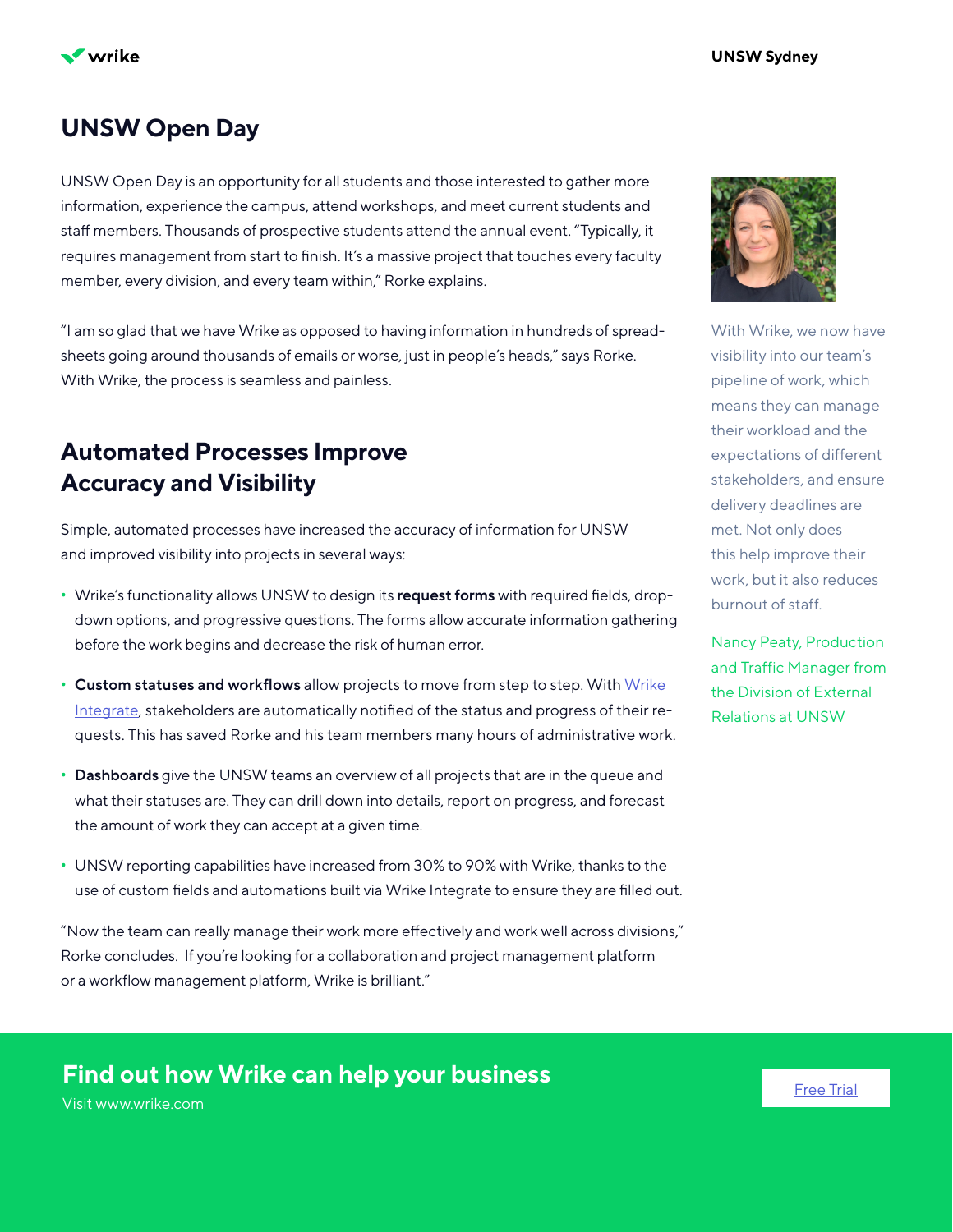# UNSW Open Day

UNSW Open Day is an opportunity for all students and those interested to gather more information, experience the campus, attend workshops, and meet current students and staff members. Thousands of prospective students attend the annual event. "Typically, it requires management from start to finish. It's a massive project that touches every faculty member, every division, and every team within," Rorke explains.

"I am so glad that we have Wrike as opposed to having information in hundreds of spreadsheets going around thousands of emails or worse, just in people's heads," says Rorke. With Wrike, the process is seamless and painless.

With Wrike, we now have visibility into our team's pipeline of work, which means they can manage their workload and the expectations of different stakeholders, and ensure delivery deadlines are met. Not only does this help improve their work, but it also reduces burnout of staff.

Nancy Peaty, Production and Traffic Manager from the Division of External Relations at UNSW

## Automated Processes Improve Accuracy and Visibility

Simple, automated processes have increased the accuracy of information for UNSW and improved visibility into projects in several ways:

- Wrike's functionality allows UNSW to design its **request forms** with required fields, drop-down options, and progressive questions. The forms allow accurate information gathering before the work begins and decrease the risk of human error.
- **Custom statuses and workflows** allow projects to move from step to step. With Wrike Integrate, stakeholders are automatically notified of the status and progress of their requests. This has saved Rorke and his team members many hours of administrative work.
- **Dashboards** give the UNSW teams an overview of all projects that are in the queue and what their statuses are. They can drill down into details, report on progress, and forecast the amount of work they can accept at a given time.
- UNSW reporting capabilities have increased from 30% to 90% with Wrike, thanks to the use of custom fields and automations built via Wrike Integrate to ensure they are filled out.

"Now the team can really manage their work more effectively and work well across divisions," Rorke concludes. If you're looking for a collaboration and project management platform or a workflow management platform, Wrike is brilliant."

## Find out how Wrike can help your business

Visit www.wrike.com

Free Trial